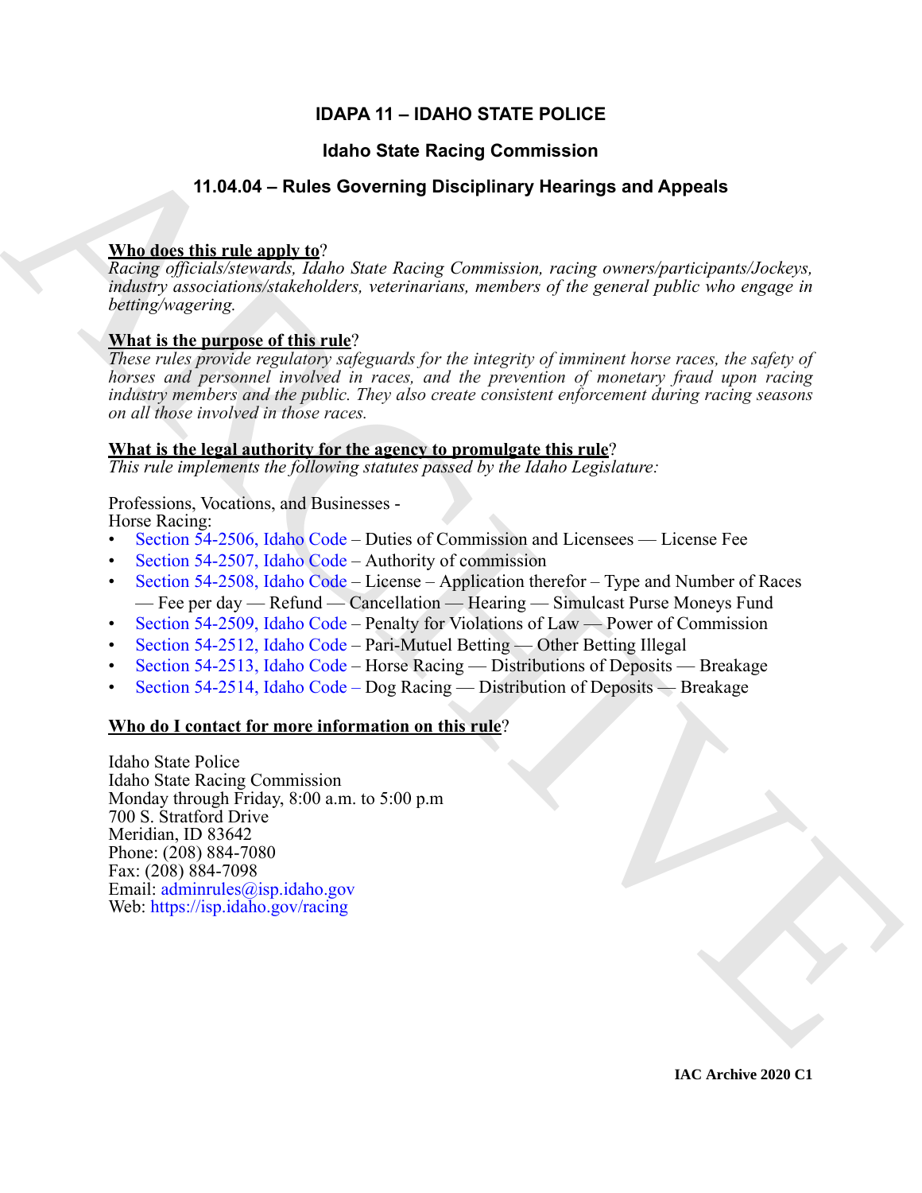# IDAPA 11 – IDAHO STATE POLICE

## Idaho State Racing Commission

## 11.04.04 – Rules Governing Disciplinary Hearings and Appeals

**Who does this rule apply to?**
*Racing officials/stewards, Idaho State Racing Commission, racing owners/participants/Jockeys, industry associations/stakeholders, veterinarians, members of the general public who engage in betting/wagering.*

**What is the purpose of this rule?**
*These rules provide regulatory safeguards for the integrity of imminent horse races, the safety of horses and personnel involved in races, and the prevention of monetary fraud upon racing industry members and the public. They also create consistent enforcement during racing seasons on all those involved in those races.*

**What is the legal authority for the agency to promulgate this rule?**
*This rule implements the following statutes passed by the Idaho Legislature:*

Professions, Vocations, and Businesses -
Horse Racing:
- Section 54-2506, Idaho Code – Duties of Commission and Licensees — License Fee
- Section 54-2507, Idaho Code – Authority of commission
- Section 54-2508, Idaho Code – License – Application therefor – Type and Number of Races — Fee per day — Refund — Cancellation — Hearing — Simulcast Purse Moneys Fund
- Section 54-2509, Idaho Code – Penalty for Violations of Law — Power of Commission
- Section 54-2512, Idaho Code – Pari-Mutuel Betting — Other Betting Illegal
- Section 54-2513, Idaho Code – Horse Racing — Distributions of Deposits — Breakage
- Section 54-2514, Idaho Code – Dog Racing — Distribution of Deposits — Breakage

**Who do I contact for more information on this rule?**

Idaho State Police
Idaho State Racing Commission
Monday through Friday, 8:00 a.m. to 5:00 p.m
700 S. Stratford Drive
Meridian, ID 83642
Phone: (208) 884-7080
Fax: (208) 884-7098
Email: adminrules@isp.idaho.gov
Web: https://isp.idaho.gov/racing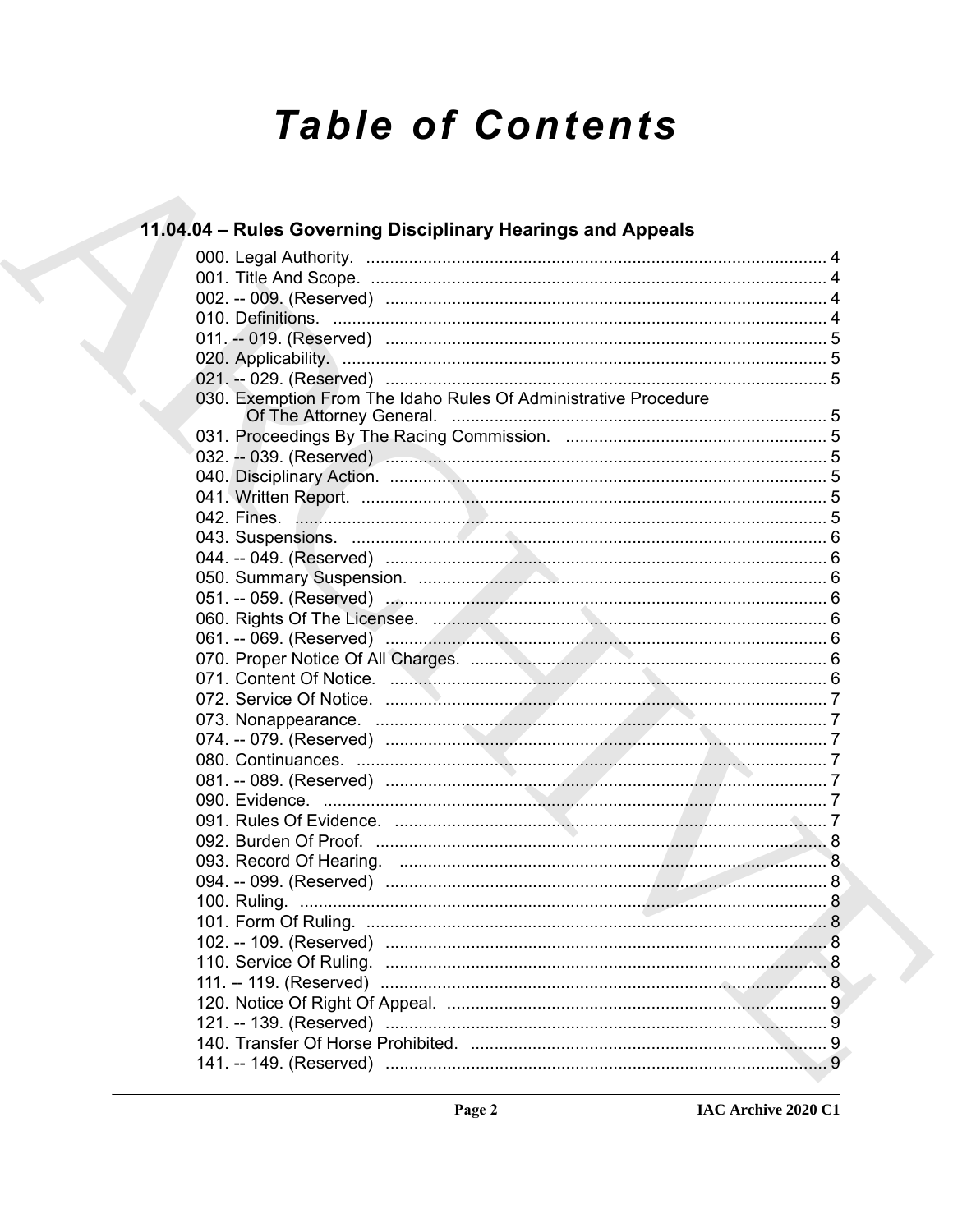# Table of Contents

## 11.04.04 – Rules Governing Disciplinary Hearings and Appeals

000. Legal Authority. ... 4
001. Title And Scope. ... 4
002. -- 009. (Reserved) ... 4
010. Definitions. ... 4
011. -- 019. (Reserved) ... 5
020. Applicability. ... 5
021. -- 029. (Reserved) ... 5
030. Exemption From The Idaho Rules Of Administrative Procedure Of The Attorney General. ... 5
031. Proceedings By The Racing Commission. ... 5
032. -- 039. (Reserved) ... 5
040. Disciplinary Action. ... 5
041. Written Report. ... 5
042. Fines. ... 5
043. Suspensions. ... 6
044. -- 049. (Reserved) ... 6
050. Summary Suspension. ... 6
051. -- 059. (Reserved) ... 6
060. Rights Of The Licensee. ... 6
061. -- 069. (Reserved) ... 6
070. Proper Notice Of All Charges. ... 6
071. Content Of Notice. ... 6
072. Service Of Notice. ... 7
073. Nonappearance. ... 7
074. -- 079. (Reserved) ... 7
080. Continuances. ... 7
081. -- 089. (Reserved) ... 7
090. Evidence. ... 7
091. Rules Of Evidence. ... 7
092. Burden Of Proof. ... 8
093. Record Of Hearing. ... 8
094. -- 099. (Reserved) ... 8
100. Ruling. ... 8
101. Form Of Ruling. ... 8
102. -- 109. (Reserved) ... 8
110. Service Of Ruling. ... 8
111. -- 119. (Reserved) ... 8
120. Notice Of Right Of Appeal. ... 9
121. -- 139. (Reserved) ... 9
140. Transfer Of Horse Prohibited. ... 9
141. -- 149. (Reserved) ... 9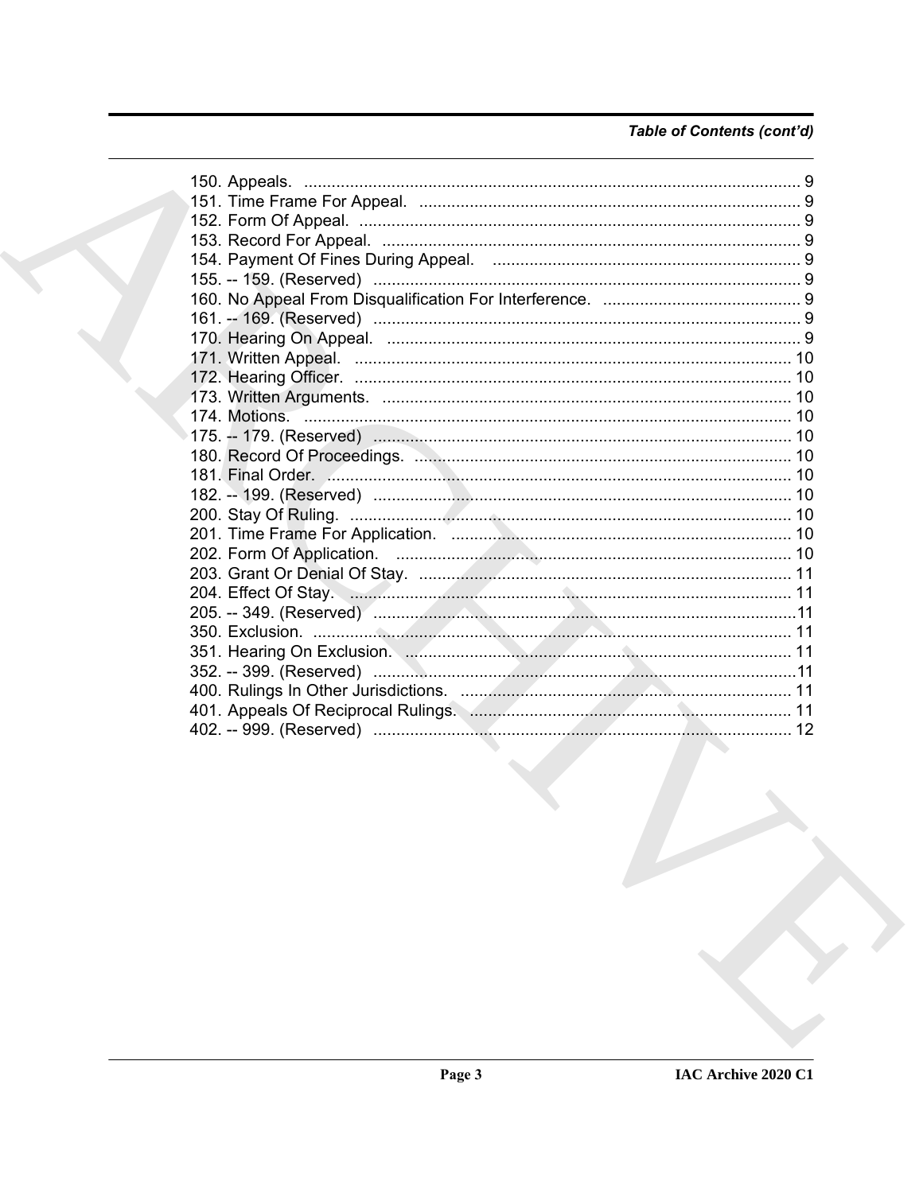*Table of Contents (cont'd)*

150. Appeals. ........................................................................................................ 9
151. Time Frame For Appeal. ................................................................................... 9
152. Form Of Appeal. ............................................................................................... 9
153. Record For Appeal. ........................................................................................... 9
154. Payment Of Fines During Appeal. ................................................................... 9
155. -- 159. (Reserved) ............................................................................................ 9
160. No Appeal From Disqualification For Interference. ........................................... 9
161. -- 169. (Reserved) ............................................................................................ 9
170. Hearing On Appeal. .......................................................................................... 9
171. Written Appeal. ............................................................................................... 10
172. Hearing Officer. .............................................................................................. 10
173. Written Arguments. ........................................................................................ 10
174. Motions. ......................................................................................................... 10
175. -- 179. (Reserved) .......................................................................................... 10
180. Record Of Proceedings. .................................................................................. 10
181. Final Order. ..................................................................................................... 10
182. -- 199. (Reserved) .......................................................................................... 10
200. Stay Of Ruling. ............................................................................................... 10
201. Time Frame For Application. .......................................................................... 10
202. Form Of Application. ...................................................................................... 10
203. Grant Or Denial Of Stay. ................................................................................ 11
204. Effect Of Stay. ................................................................................................ 11
205. -- 349. (Reserved) .......................................................................................... 11
350. Exclusion. ....................................................................................................... 11
351. Hearing On Exclusion. .................................................................................... 11
352. -- 399. (Reserved) .......................................................................................... 11
400. Rulings In Other Jurisdictions. ........................................................................ 11
401. Appeals Of Reciprocal Rulings. ...................................................................... 11
402. -- 999. (Reserved) .......................................................................................... 12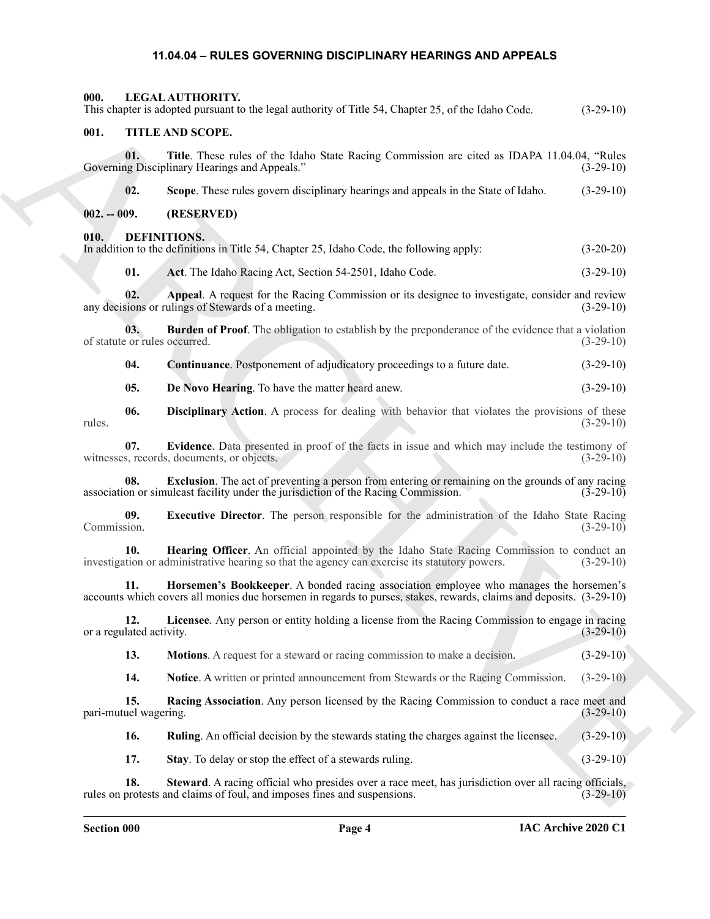# 11.04.04 – RULES GOVERNING DISCIPLINARY HEARINGS AND APPEALS

## 000. LEGAL AUTHORITY.

This chapter is adopted pursuant to the legal authority of Title 54, Chapter 25, of the Idaho Code. (3-29-10)

## 001. TITLE AND SCOPE.

**01. Title**. These rules of the Idaho State Racing Commission are cited as IDAPA 11.04.04, "Rules Governing Disciplinary Hearings and Appeals." (3-29-10)

**02. Scope**. These rules govern disciplinary hearings and appeals in the State of Idaho. (3-29-10)

## 002. -- 009. (RESERVED)

## 010. DEFINITIONS.

In addition to the definitions in Title 54, Chapter 25, Idaho Code, the following apply: (3-20-20)

**01. Act**. The Idaho Racing Act, Section 54-2501, Idaho Code. (3-29-10)

**02. Appeal**. A request for the Racing Commission or its designee to investigate, consider and review any decisions or rulings of Stewards of a meeting. (3-29-10)

**03. Burden of Proof**. The obligation to establish by the preponderance of the evidence that a violation of statute or rules occurred. (3-29-10)

**04. Continuance**. Postponement of adjudicatory proceedings to a future date. (3-29-10)

**05. De Novo Hearing**. To have the matter heard anew. (3-29-10)

**06. Disciplinary Action**. A process for dealing with behavior that violates the provisions of these rules. (3-29-10)

**07. Evidence**. Data presented in proof of the facts in issue and which may include the testimony of witnesses, records, documents, or objects. (3-29-10)

**08. Exclusion**. The act of preventing a person from entering or remaining on the grounds of any racing association or simulcast facility under the jurisdiction of the Racing Commission. (3-29-10)

**09. Executive Director**. The person responsible for the administration of the Idaho State Racing Commission. (3-29-10)

**10. Hearing Officer**. An official appointed by the Idaho State Racing Commission to conduct an investigation or administrative hearing so that the agency can exercise its statutory powers. (3-29-10)

**11. Horsemen's Bookkeeper**. A bonded racing association employee who manages the horsemen's accounts which covers all monies due horsemen in regards to purses, stakes, rewards, claims and deposits. (3-29-10)

**12. Licensee**. Any person or entity holding a license from the Racing Commission to engage in racing or a regulated activity. (3-29-10)

**13. Motions**. A request for a steward or racing commission to make a decision. (3-29-10)

**14. Notice**. A written or printed announcement from Stewards or the Racing Commission. (3-29-10)

**15. Racing Association**. Any person licensed by the Racing Commission to conduct a race meet and pari-mutuel wagering. (3-29-10)

**16. Ruling**. An official decision by the stewards stating the charges against the licensee. (3-29-10)

**17. Stay**. To delay or stop the effect of a stewards ruling. (3-29-10)

**18. Steward**. A racing official who presides over a race meet, has jurisdiction over all racing officials, rules on protests and claims of foul, and imposes fines and suspensions. (3-29-10)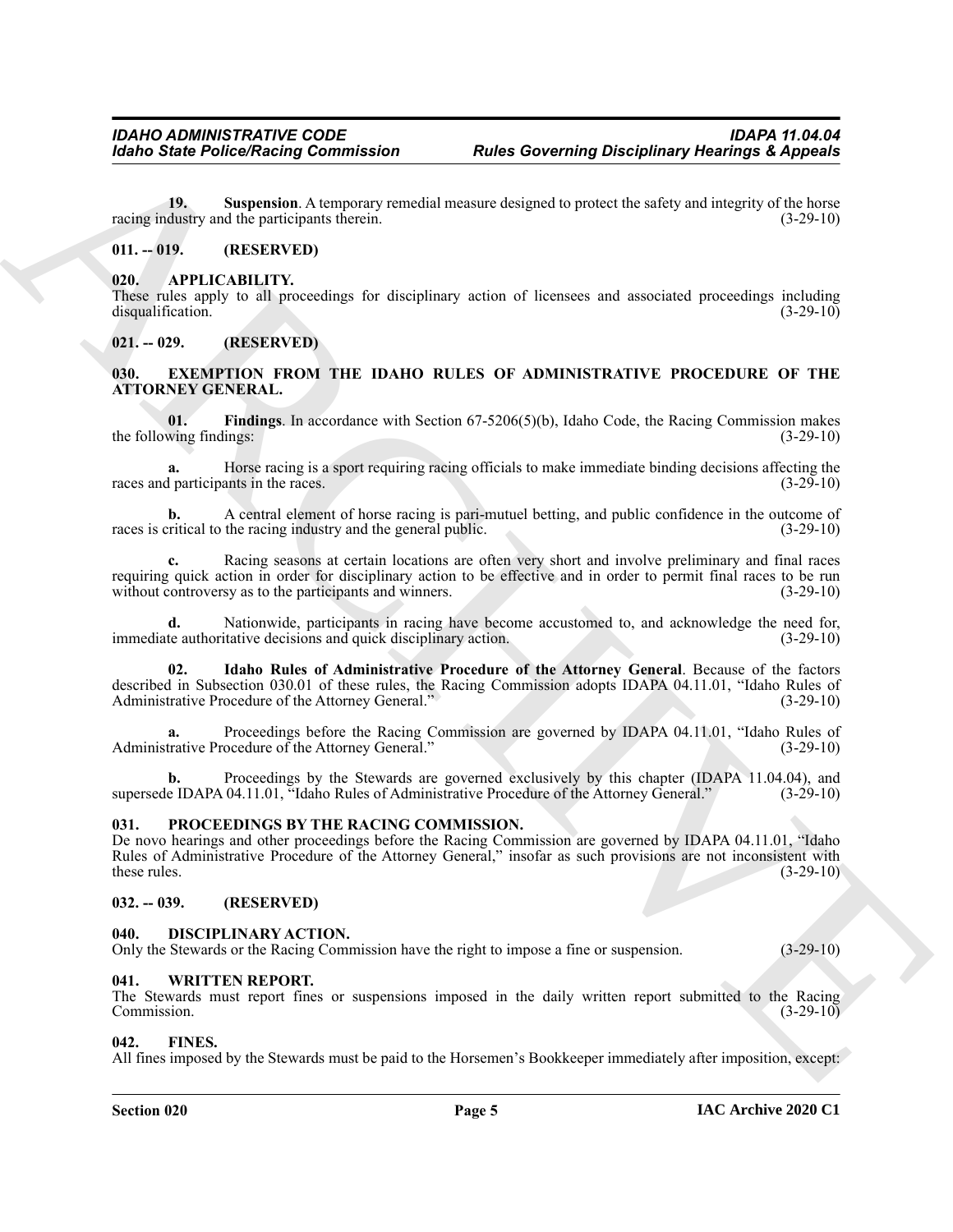**19. Suspension**. A temporary remedial measure designed to protect the safety and integrity of the horse racing industry and the participants therein. (3-29-10)

## 011. -- 019. (RESERVED)

## 020. APPLICABILITY.

These rules apply to all proceedings for disciplinary action of licensees and associated proceedings including disqualification. (3-29-10)

## 021. -- 029. (RESERVED)

## 030. EXEMPTION FROM THE IDAHO RULES OF ADMINISTRATIVE PROCEDURE OF THE ATTORNEY GENERAL.

**01. Findings**. In accordance with Section 67-5206(5)(b), Idaho Code, the Racing Commission makes the following findings: (3-29-10)

**a.** Horse racing is a sport requiring racing officials to make immediate binding decisions affecting the races and participants in the races. (3-29-10)

**b.** A central element of horse racing is pari-mutuel betting, and public confidence in the outcome of races is critical to the racing industry and the general public. (3-29-10)

**c.** Racing seasons at certain locations are often very short and involve preliminary and final races requiring quick action in order for disciplinary action to be effective and in order to permit final races to be run without controversy as to the participants and winners. (3-29-10)

**d.** Nationwide, participants in racing have become accustomed to, and acknowledge the need for, immediate authoritative decisions and quick disciplinary action. (3-29-10)

**02. Idaho Rules of Administrative Procedure of the Attorney General**. Because of the factors described in Subsection 030.01 of these rules, the Racing Commission adopts IDAPA 04.11.01, "Idaho Rules of Administrative Procedure of the Attorney General." (3-29-10)

**a.** Proceedings before the Racing Commission are governed by IDAPA 04.11.01, "Idaho Rules of Administrative Procedure of the Attorney General." (3-29-10)

**b.** Proceedings by the Stewards are governed exclusively by this chapter (IDAPA 11.04.04), and supersede IDAPA 04.11.01, "Idaho Rules of Administrative Procedure of the Attorney General." (3-29-10)

## 031. PROCEEDINGS BY THE RACING COMMISSION.

De novo hearings and other proceedings before the Racing Commission are governed by IDAPA 04.11.01, "Idaho Rules of Administrative Procedure of the Attorney General," insofar as such provisions are not inconsistent with these rules. (3-29-10)

## 032. -- 039. (RESERVED)

## 040. DISCIPLINARY ACTION.

Only the Stewards or the Racing Commission have the right to impose a fine or suspension. (3-29-10)

## 041. WRITTEN REPORT.

The Stewards must report fines or suspensions imposed in the daily written report submitted to the Racing Commission. (3-29-10)

## 042. FINES.

All fines imposed by the Stewards must be paid to the Horsemen's Bookkeeper immediately after imposition, except: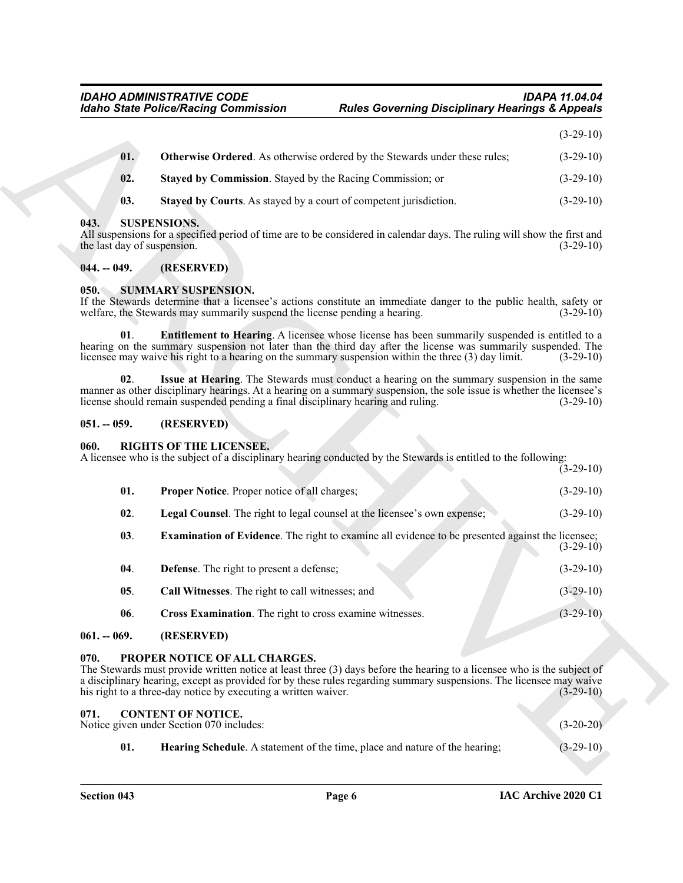(3-29-10)

**01. Otherwise Ordered**. As otherwise ordered by the Stewards under these rules; (3-29-10)

**02. Stayed by Commission**. Stayed by the Racing Commission; or (3-29-10)

**03. Stayed by Courts**. As stayed by a court of competent jurisdiction. (3-29-10)

## 043. SUSPENSIONS.

All suspensions for a specified period of time are to be considered in calendar days. The ruling will show the first and the last day of suspension. (3-29-10)

## 044. -- 049. (RESERVED)

## 050. SUMMARY SUSPENSION.

If the Stewards determine that a licensee's actions constitute an immediate danger to the public health, safety or welfare, the Stewards may summarily suspend the license pending a hearing. (3-29-10)

**01. Entitlement to Hearing**. A licensee whose license has been summarily suspended is entitled to a hearing on the summary suspension not later than the third day after the license was summarily suspended. The licensee may waive his right to a hearing on the summary suspension within the three (3) day limit. (3-29-10)

**02. Issue at Hearing**. The Stewards must conduct a hearing on the summary suspension in the same manner as other disciplinary hearings. At a hearing on a summary suspension, the sole issue is whether the licensee's license should remain suspended pending a final disciplinary hearing and ruling. (3-29-10)

## 051. -- 059. (RESERVED)

## 060. RIGHTS OF THE LICENSEE.

A licensee who is the subject of a disciplinary hearing conducted by the Stewards is entitled to the following: (3-29-10)

**01. Proper Notice**. Proper notice of all charges; (3-29-10)

**02. Legal Counsel**. The right to legal counsel at the licensee's own expense; (3-29-10)

**03. Examination of Evidence**. The right to examine all evidence to be presented against the licensee; (3-29-10)

**04. Defense**. The right to present a defense; (3-29-10)

**05. Call Witnesses**. The right to call witnesses; and (3-29-10)

**06. Cross Examination**. The right to cross examine witnesses. (3-29-10)

## 061. -- 069. (RESERVED)

## 070. PROPER NOTICE OF ALL CHARGES.

The Stewards must provide written notice at least three (3) days before the hearing to a licensee who is the subject of a disciplinary hearing, except as provided for by these rules regarding summary suspensions. The licensee may waive his right to a three-day notice by executing a written waiver. (3-29-10)

## 071. CONTENT OF NOTICE.

Notice given under Section 070 includes: (3-20-20)

**01. Hearing Schedule**. A statement of the time, place and nature of the hearing; (3-29-10)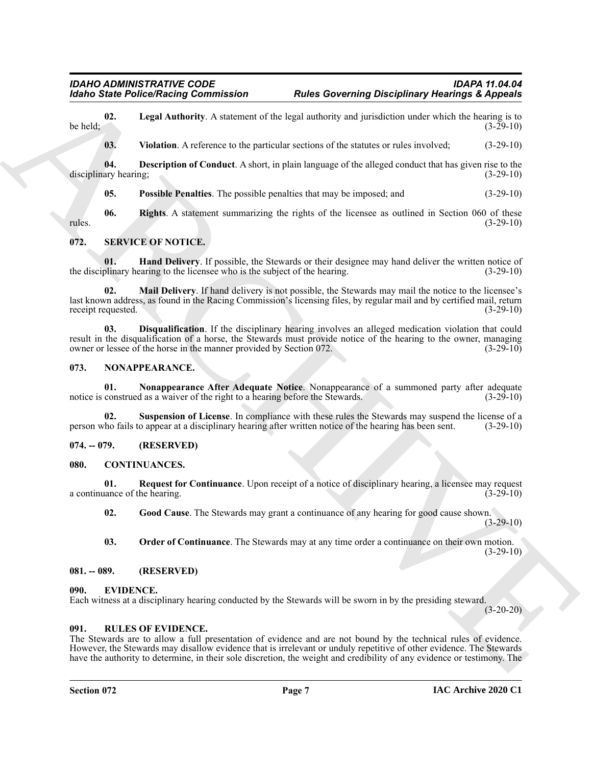**02. Legal Authority**. A statement of the legal authority and jurisdiction under which the hearing is to be held; (3-29-10)

**03. Violation**. A reference to the particular sections of the statutes or rules involved; (3-29-10)

**04. Description of Conduct**. A short, in plain language of the alleged conduct that has given rise to the disciplinary hearing; (3-29-10)

**05. Possible Penalties**. The possible penalties that may be imposed; and (3-29-10)

**06. Rights**. A statement summarizing the rights of the licensee as outlined in Section 060 of these rules. (3-29-10)

## 072. SERVICE OF NOTICE.

**01. Hand Delivery**. If possible, the Stewards or their designee may hand deliver the written notice of the disciplinary hearing to the licensee who is the subject of the hearing. (3-29-10)

**02. Mail Delivery**. If hand delivery is not possible, the Stewards may mail the notice to the licensee's last known address, as found in the Racing Commission's licensing files, by regular mail and by certified mail, return receipt requested. (3-29-10)

**03. Disqualification**. If the disciplinary hearing involves an alleged medication violation that could result in the disqualification of a horse, the Stewards must provide notice of the hearing to the owner, managing owner or lessee of the horse in the manner provided by Section 072. (3-29-10)

## 073. NONAPPEARANCE.

**01. Nonappearance After Adequate Notice**. Nonappearance of a summoned party after adequate notice is construed as a waiver of the right to a hearing before the Stewards. (3-29-10)

**02. Suspension of License**. In compliance with these rules the Stewards may suspend the license of a person who fails to appear at a disciplinary hearing after written notice of the hearing has been sent. (3-29-10)

## 074. -- 079. (RESERVED)

## 080. CONTINUANCES.

**01. Request for Continuance**. Upon receipt of a notice of disciplinary hearing, a licensee may request a continuance of the hearing. (3-29-10)

**02. Good Cause**. The Stewards may grant a continuance of any hearing for good cause shown. (3-29-10)

**03. Order of Continuance**. The Stewards may at any time order a continuance on their own motion. (3-29-10)

## 081. -- 089. (RESERVED)

## 090. EVIDENCE.

Each witness at a disciplinary hearing conducted by the Stewards will be sworn in by the presiding steward. (3-20-20)

## 091. RULES OF EVIDENCE.

The Stewards are to allow a full presentation of evidence and are not bound by the technical rules of evidence. However, the Stewards may disallow evidence that is irrelevant or unduly repetitive of other evidence. The Stewards have the authority to determine, in their sole discretion, the weight and credibility of any evidence or testimony. The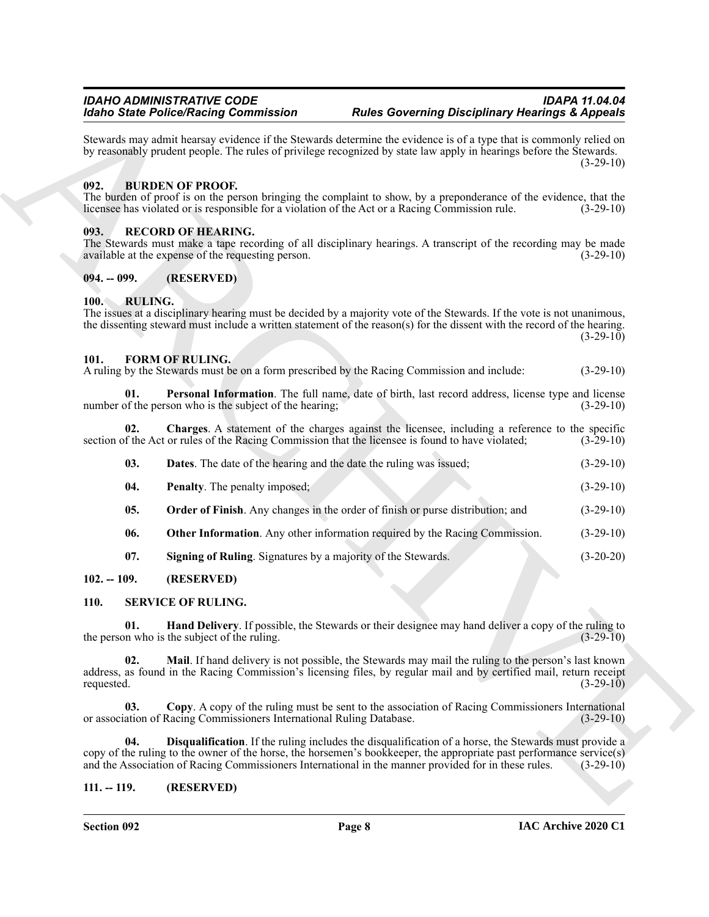Stewards may admit hearsay evidence if the Stewards determine the evidence is of a type that is commonly relied on by reasonably prudent people. The rules of privilege recognized by state law apply in hearings before the Stewards. (3-29-10)

### 092. BURDEN OF PROOF.

The burden of proof is on the person bringing the complaint to show, by a preponderance of the evidence, that the licensee has violated or is responsible for a violation of the Act or a Racing Commission rule. (3-29-10)

### 093. RECORD OF HEARING.

The Stewards must make a tape recording of all disciplinary hearings. A transcript of the recording may be made available at the expense of the requesting person. (3-29-10)

### 094. -- 099. (RESERVED)

### 100. RULING.

The issues at a disciplinary hearing must be decided by a majority vote of the Stewards. If the vote is not unanimous, the dissenting steward must include a written statement of the reason(s) for the dissent with the record of the hearing. (3-29-10)

### 101. FORM OF RULING.

A ruling by the Stewards must be on a form prescribed by the Racing Commission and include: (3-29-10)

**01. Personal Information**. The full name, date of birth, last record address, license type and license number of the person who is the subject of the hearing; (3-29-10)

**02. Charges**. A statement of the charges against the licensee, including a reference to the specific section of the Act or rules of the Racing Commission that the licensee is found to have violated; (3-29-10)

**03. Dates**. The date of the hearing and the date the ruling was issued; (3-29-10)

**04. Penalty**. The penalty imposed; (3-29-10)

**05. Order of Finish**. Any changes in the order of finish or purse distribution; and (3-29-10)

**06. Other Information**. Any other information required by the Racing Commission. (3-29-10)

**07. Signing of Ruling**. Signatures by a majority of the Stewards. (3-20-20)

### 102. -- 109. (RESERVED)

### 110. SERVICE OF RULING.

**01. Hand Delivery**. If possible, the Stewards or their designee may hand deliver a copy of the ruling to the person who is the subject of the ruling. (3-29-10)

**02. Mail**. If hand delivery is not possible, the Stewards may mail the ruling to the person's last known address, as found in the Racing Commission's licensing files, by regular mail and by certified mail, return receipt requested. (3-29-10)

**03. Copy**. A copy of the ruling must be sent to the association of Racing Commissioners International or association of Racing Commissioners International Ruling Database. (3-29-10)

**04. Disqualification**. If the ruling includes the disqualification of a horse, the Stewards must provide a copy of the ruling to the owner of the horse, the horsemen's bookkeeper, the appropriate past performance service(s) and the Association of Racing Commissioners International in the manner provided for in these rules. (3-29-10)

### 111. -- 119. (RESERVED)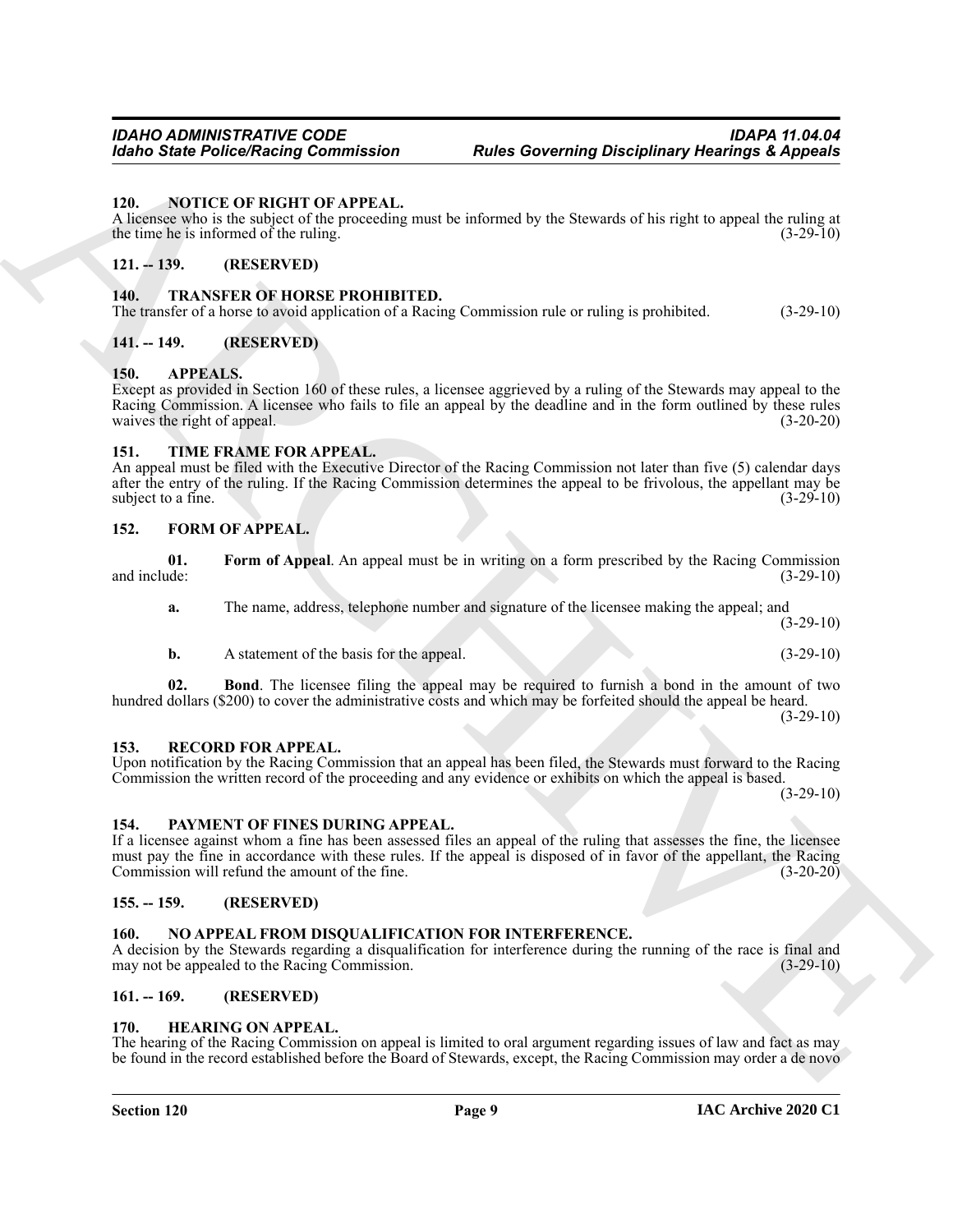### 120. NOTICE OF RIGHT OF APPEAL.
A licensee who is the subject of the proceeding must be informed by the Stewards of his right to appeal the ruling at the time he is informed of the ruling. (3-29-10)

### 121. -- 139. (RESERVED)

### 140. TRANSFER OF HORSE PROHIBITED.
The transfer of a horse to avoid application of a Racing Commission rule or ruling is prohibited. (3-29-10)

### 141. -- 149. (RESERVED)

### 150. APPEALS.
Except as provided in Section 160 of these rules, a licensee aggrieved by a ruling of the Stewards may appeal to the Racing Commission. A licensee who fails to file an appeal by the deadline and in the form outlined by these rules waives the right of appeal. (3-20-20)

### 151. TIME FRAME FOR APPEAL.
An appeal must be filed with the Executive Director of the Racing Commission not later than five (5) calendar days after the entry of the ruling. If the Racing Commission determines the appeal to be frivolous, the appellant may be subject to a fine. (3-29-10)

### 152. FORM OF APPEAL.

**01. Form of Appeal**. An appeal must be in writing on a form prescribed by the Racing Commission and include: (3-29-10)

**a.** The name, address, telephone number and signature of the licensee making the appeal; and (3-29-10)

**b.** A statement of the basis for the appeal. (3-29-10)

**02. Bond**. The licensee filing the appeal may be required to furnish a bond in the amount of two hundred dollars ($200) to cover the administrative costs and which may be forfeited should the appeal be heard. (3-29-10)

### 153. RECORD FOR APPEAL.
Upon notification by the Racing Commission that an appeal has been filed, the Stewards must forward to the Racing Commission the written record of the proceeding and any evidence or exhibits on which the appeal is based. (3-29-10)

### 154. PAYMENT OF FINES DURING APPEAL.
If a licensee against whom a fine has been assessed files an appeal of the ruling that assesses the fine, the licensee must pay the fine in accordance with these rules. If the appeal is disposed of in favor of the appellant, the Racing Commission will refund the amount of the fine. (3-20-20)

### 155. -- 159. (RESERVED)

### 160. NO APPEAL FROM DISQUALIFICATION FOR INTERFERENCE.
A decision by the Stewards regarding a disqualification for interference during the running of the race is final and may not be appealed to the Racing Commission. (3-29-10)

### 161. -- 169. (RESERVED)

### 170. HEARING ON APPEAL.
The hearing of the Racing Commission on appeal is limited to oral argument regarding issues of law and fact as may be found in the record established before the Board of Stewards, except, the Racing Commission may order a de novo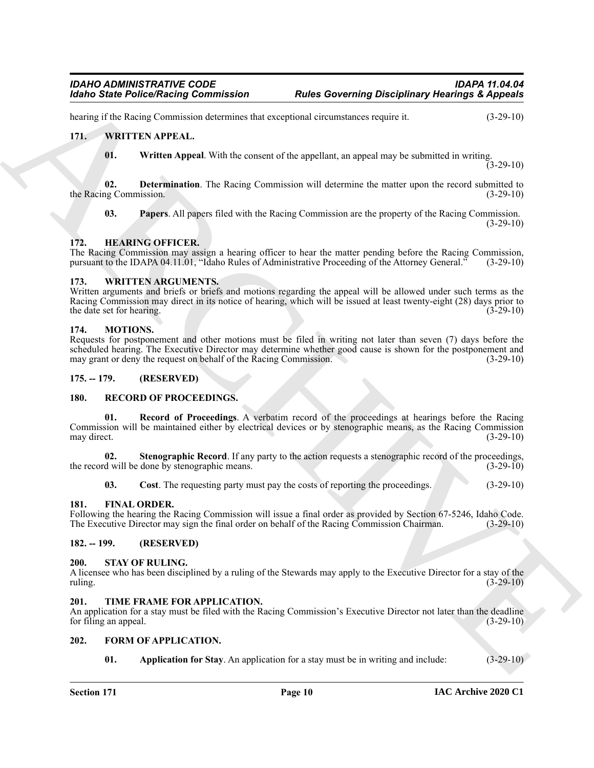hearing if the Racing Commission determines that exceptional circumstances require it. (3-29-10)

### 171. WRITTEN APPEAL.

**01. Written Appeal**. With the consent of the appellant, an appeal may be submitted in writing. (3-29-10)

**02. Determination**. The Racing Commission will determine the matter upon the record submitted to the Racing Commission. (3-29-10)

**03. Papers**. All papers filed with the Racing Commission are the property of the Racing Commission. (3-29-10)

### 172. HEARING OFFICER.

The Racing Commission may assign a hearing officer to hear the matter pending before the Racing Commission, pursuant to the IDAPA 04.11.01, "Idaho Rules of Administrative Proceeding of the Attorney General." (3-29-10)

### 173. WRITTEN ARGUMENTS.

Written arguments and briefs or briefs and motions regarding the appeal will be allowed under such terms as the Racing Commission may direct in its notice of hearing, which will be issued at least twenty-eight (28) days prior to the date set for hearing. (3-29-10)

### 174. MOTIONS.

Requests for postponement and other motions must be filed in writing not later than seven (7) days before the scheduled hearing. The Executive Director may determine whether good cause is shown for the postponement and may grant or deny the request on behalf of the Racing Commission. (3-29-10)

### 175. -- 179. (RESERVED)

### 180. RECORD OF PROCEEDINGS.

**01. Record of Proceedings**. A verbatim record of the proceedings at hearings before the Racing Commission will be maintained either by electrical devices or by stenographic means, as the Racing Commission may direct. (3-29-10)

**02. Stenographic Record**. If any party to the action requests a stenographic record of the proceedings, the record will be done by stenographic means. (3-29-10)

**03. Cost**. The requesting party must pay the costs of reporting the proceedings. (3-29-10)

### 181. FINAL ORDER.

Following the hearing the Racing Commission will issue a final order as provided by Section 67-5246, Idaho Code. The Executive Director may sign the final order on behalf of the Racing Commission Chairman. (3-29-10)

### 182. -- 199. (RESERVED)

### 200. STAY OF RULING.

A licensee who has been disciplined by a ruling of the Stewards may apply to the Executive Director for a stay of the ruling. (3-29-10)

### 201. TIME FRAME FOR APPLICATION.

An application for a stay must be filed with the Racing Commission's Executive Director not later than the deadline for filing an appeal. (3-29-10)

### 202. FORM OF APPLICATION.

**01. Application for Stay**. An application for a stay must be in writing and include: (3-29-10)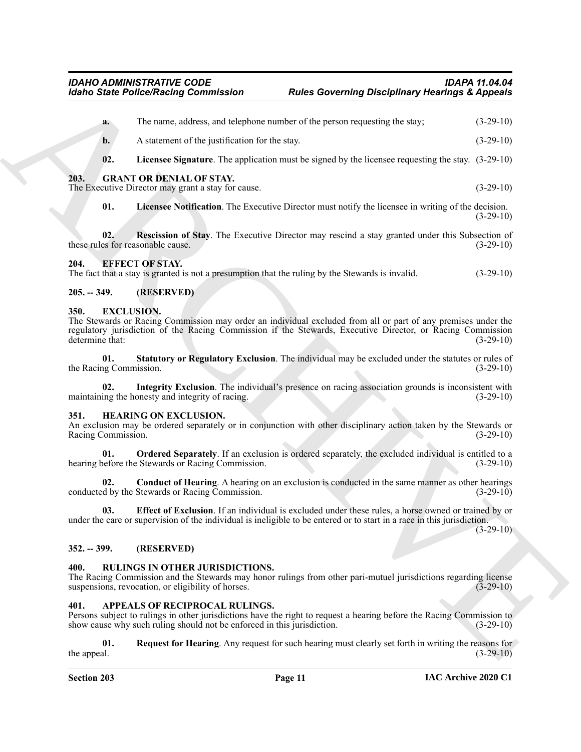**a.** The name, address, and telephone number of the person requesting the stay; (3-29-10)

**b.** A statement of the justification for the stay. (3-29-10)

**02. Licensee Signature**. The application must be signed by the licensee requesting the stay. (3-29-10)

**203. GRANT OR DENIAL OF STAY.**

The Executive Director may grant a stay for cause. (3-29-10)

**01. Licensee Notification**. The Executive Director must notify the licensee in writing of the decision. (3-29-10)

**02. Rescission of Stay**. The Executive Director may rescind a stay granted under this Subsection of these rules for reasonable cause. (3-29-10)

**204. EFFECT OF STAY.**

The fact that a stay is granted is not a presumption that the ruling by the Stewards is invalid. (3-29-10)

**205. -- 349. (RESERVED)**

**350. EXCLUSION.**

The Stewards or Racing Commission may order an individual excluded from all or part of any premises under the regulatory jurisdiction of the Racing Commission if the Stewards, Executive Director, or Racing Commission determine that: (3-29-10)

**01. Statutory or Regulatory Exclusion**. The individual may be excluded under the statutes or rules of the Racing Commission. (3-29-10)

**02. Integrity Exclusion**. The individual's presence on racing association grounds is inconsistent with maintaining the honesty and integrity of racing. (3-29-10)

**351. HEARING ON EXCLUSION.**

An exclusion may be ordered separately or in conjunction with other disciplinary action taken by the Stewards or Racing Commission. (3-29-10)

**01. Ordered Separately**. If an exclusion is ordered separately, the excluded individual is entitled to a hearing before the Stewards or Racing Commission. (3-29-10)

**02. Conduct of Hearing**. A hearing on an exclusion is conducted in the same manner as other hearings conducted by the Stewards or Racing Commission. (3-29-10)

**03. Effect of Exclusion**. If an individual is excluded under these rules, a horse owned or trained by or under the care or supervision of the individual is ineligible to be entered or to start in a race in this jurisdiction. (3-29-10)

**352. -- 399. (RESERVED)**

**400. RULINGS IN OTHER JURISDICTIONS.**

The Racing Commission and the Stewards may honor rulings from other pari-mutuel jurisdictions regarding license suspensions, revocation, or eligibility of horses. (3-29-10)

**401. APPEALS OF RECIPROCAL RULINGS.**

Persons subject to rulings in other jurisdictions have the right to request a hearing before the Racing Commission to show cause why such ruling should not be enforced in this jurisdiction. (3-29-10)

**01. Request for Hearing**. Any request for such hearing must clearly set forth in writing the reasons for the appeal. (3-29-10)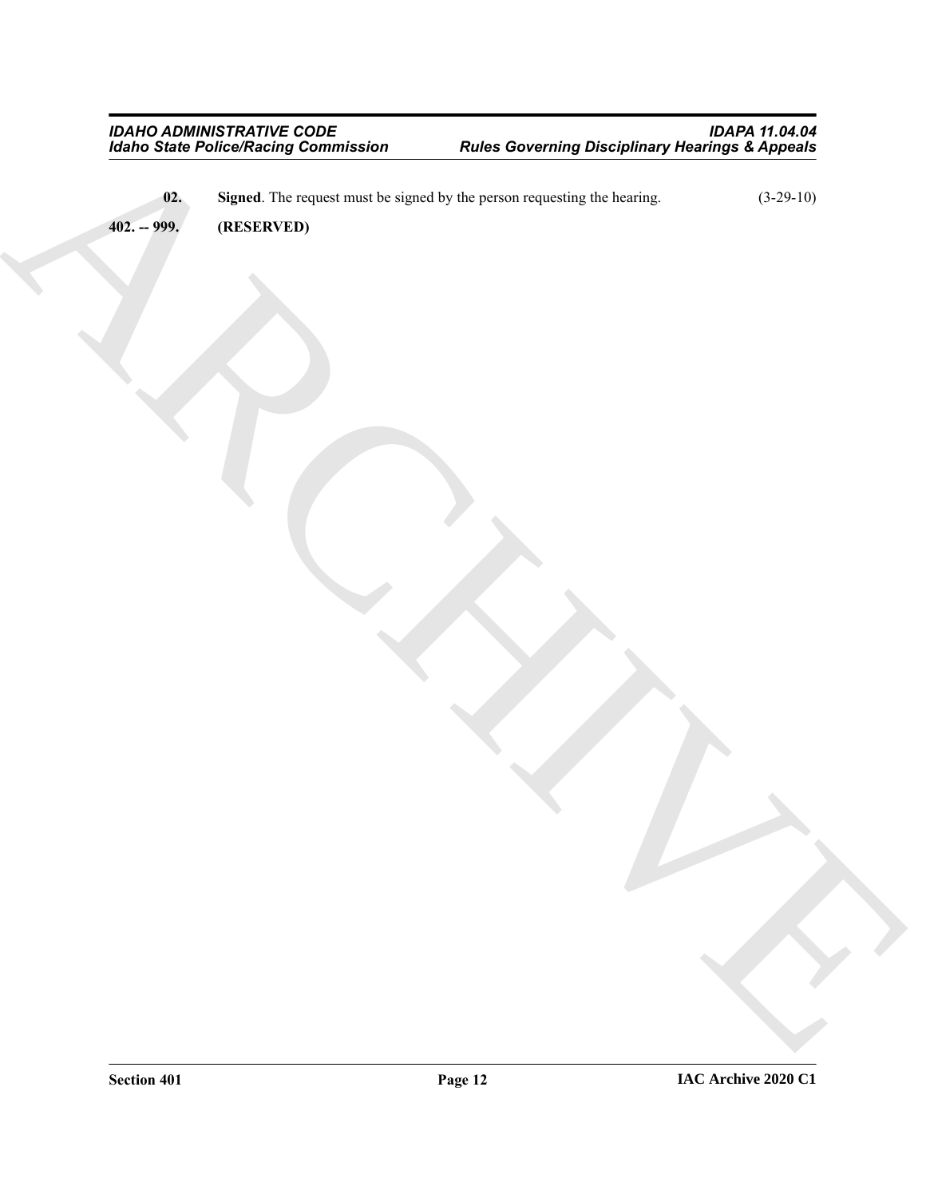**02. Signed**. The request must be signed by the person requesting the hearing. (3-29-10)

**402. -- 999. (RESERVED)**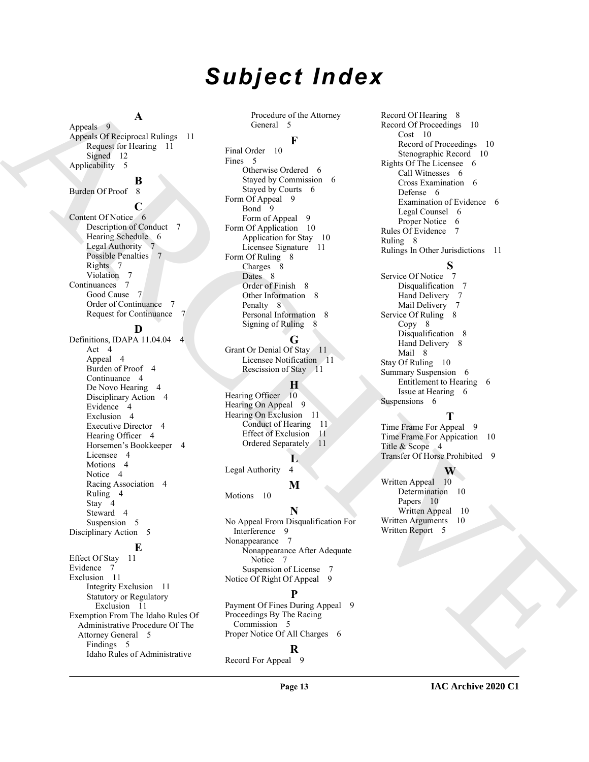# Subject Index

**A**

Appeals 9
Appeals Of Reciprocal Rulings 11
- Request for Hearing 11
- Signed 12

Applicability 5

**B**

Burden Of Proof 8

**C**

Content Of Notice 6
- Description of Conduct 7
- Hearing Schedule 6
- Legal Authority 7
- Possible Penalties 7
- Rights 7
- Violation 7

Continuances 7
- Good Cause 7
- Order of Continuance 7
- Request for Continuance 7

**D**

Definitions, IDAPA 11.04.04 4
- Act 4
- Appeal 4
- Burden of Proof 4
- Continuance 4
- De Novo Hearing 4
- Disciplinary Action 4
- Evidence 4
- Exclusion 4
- Executive Director 4
- Hearing Officer 4
- Horsemen's Bookkeeper 4
- Licensee 4
- Motions 4
- Notice 4
- Racing Association 4
- Ruling 4
- Stay 4
- Steward 4
- Suspension 5

Disciplinary Action 5

**E**

Effect Of Stay 11
Evidence 7
Exclusion 11
- Integrity Exclusion 11
- Statutory or Regulatory Exclusion 11

Exemption From The Idaho Rules Of Administrative Procedure Of The Attorney General 5
- Findings 5
- Idaho Rules of Administrative Procedure of the Attorney General 5

**F**

Final Order 10
Fines 5
- Otherwise Ordered 6
- Stayed by Commission 6
- Stayed by Courts 6

Form Of Appeal 9
- Bond 9
- Form of Appeal 9

Form Of Application 10
- Application for Stay 10
- Licensee Signature 11

Form Of Ruling 8
- Charges 8
- Dates 8
- Order of Finish 8
- Other Information 8
- Penalty 8
- Personal Information 8
- Signing of Ruling 8

**G**

Grant Or Denial Of Stay 11
- Licensee Notification 11
- Rescission of Stay 11

**H**

Hearing Officer 10
Hearing On Appeal 9
Hearing On Exclusion 11
- Conduct of Hearing 11
- Effect of Exclusion 11
- Ordered Separately 11

**L**

Legal Authority 4

**M**

Motions 10

**N**

No Appeal From Disqualification For Interference 9
Nonappearance 7
- Nonappearance After Adequate Notice 7
- Suspension of License 7

Notice Of Right Of Appeal 9

**P**

Payment Of Fines During Appeal 9
Proceedings By The Racing Commission 5
Proper Notice Of All Charges 6

**R**

Record For Appeal 9
Record Of Hearing 8
Record Of Proceedings 10
- Cost 10
- Record of Proceedings 10
- Stenographic Record 10

Rights Of The Licensee 6
- Call Witnesses 6
- Cross Examination 6
- Defense 6
- Examination of Evidence 6
- Legal Counsel 6
- Proper Notice 6

Rules Of Evidence 7
Ruling 8
Rulings In Other Jurisdictions 11

**S**

Service Of Notice 7
- Disqualification 7
- Hand Delivery 7
- Mail Delivery 7

Service Of Ruling 8
- Copy 8
- Disqualification 8
- Hand Delivery 8
- Mail 8

Stay Of Ruling 10
Summary Suspension 6
- Entitlement to Hearing 6
- Issue at Hearing 6

Suspensions 6

**T**

Time Frame For Appeal 9
Time Frame For Application 10
Title & Scope 4
Transfer Of Horse Prohibited 9

**W**

Written Appeal 10
- Determination 10
- Papers 10
- Written Appeal 10

Written Arguments 10
Written Report 5